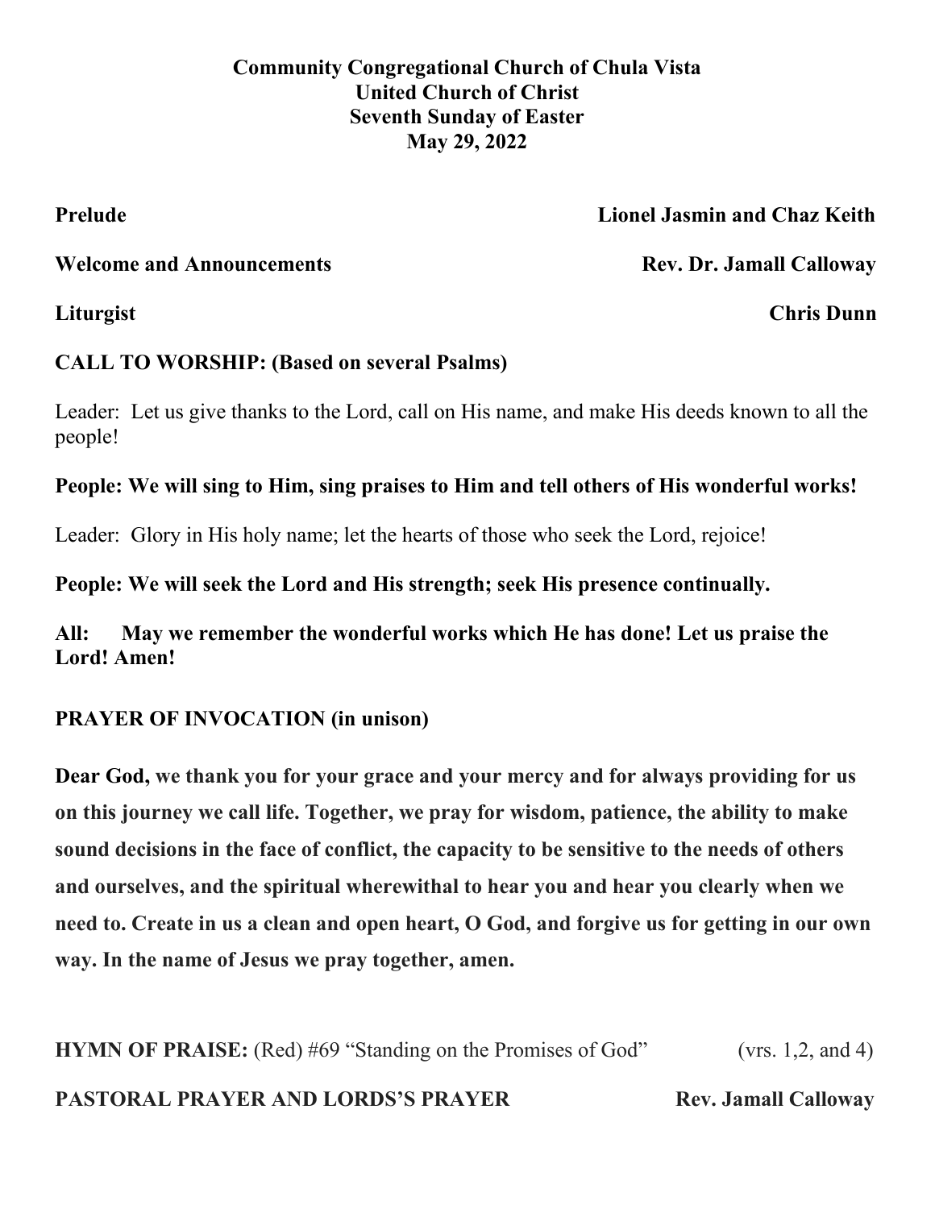**Community Congregational Church of Chula Vista**
**United Church of Christ**
**Seventh Sunday of Easter**
**May 29, 2022**

**Prelude** — **Lionel Jasmin and Chaz Keith**

**Welcome and Announcements** — **Rev. Dr. Jamall Calloway**

**Liturgist** — **Chris Dunn**

**CALL TO WORSHIP: (Based on several Psalms)**

Leader: Let us give thanks to the Lord, call on His name, and make His deeds known to all the people!

**People: We will sing to Him, sing praises to Him and tell others of His wonderful works!**

Leader: Glory in His holy name; let the hearts of those who seek the Lord, rejoice!

**People: We will seek the Lord and His strength; seek His presence continually.**

**All: May we remember the wonderful works which He has done! Let us praise the Lord! Amen!**

**PRAYER OF INVOCATION (in unison)**

**Dear God, we thank you for your grace and your mercy and for always providing for us on this journey we call life. Together, we pray for wisdom, patience, the ability to make sound decisions in the face of conflict, the capacity to be sensitive to the needs of others and ourselves, and the spiritual wherewithal to hear you and hear you clearly when we need to. Create in us a clean and open heart, O God, and forgive us for getting in our own way. In the name of Jesus we pray together, amen.**

**HYMN OF PRAISE:** (Red) #69 "Standing on the Promises of God" (vrs. 1,2, and 4)

**PASTORAL PRAYER AND LORDS'S PRAYER** — **Rev. Jamall Calloway**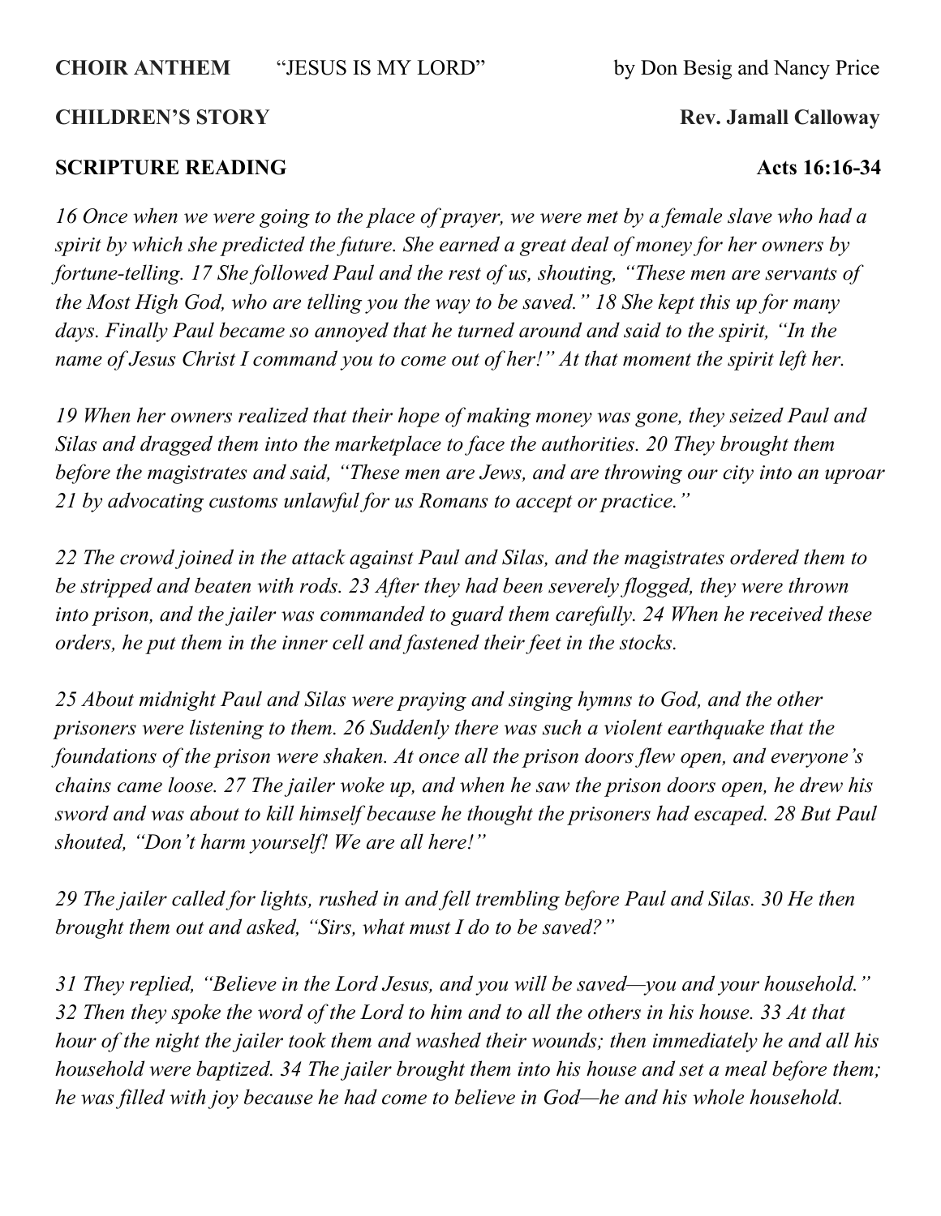**CHOIR ANTHEM** "JESUS IS MY LORD" by Don Besig and Nancy Price

**CHILDREN'S STORY** **Rev. Jamall Calloway**

**SCRIPTURE READING** **Acts 16:16-34**

*16 Once when we were going to the place of prayer, we were met by a female slave who had a spirit by which she predicted the future. She earned a great deal of money for her owners by fortune-telling. 17 She followed Paul and the rest of us, shouting, "These men are servants of the Most High God, who are telling you the way to be saved." 18 She kept this up for many days. Finally Paul became so annoyed that he turned around and said to the spirit, "In the name of Jesus Christ I command you to come out of her!" At that moment the spirit left her.*

*19 When her owners realized that their hope of making money was gone, they seized Paul and Silas and dragged them into the marketplace to face the authorities. 20 They brought them before the magistrates and said, "These men are Jews, and are throwing our city into an uproar 21 by advocating customs unlawful for us Romans to accept or practice."*

*22 The crowd joined in the attack against Paul and Silas, and the magistrates ordered them to be stripped and beaten with rods. 23 After they had been severely flogged, they were thrown into prison, and the jailer was commanded to guard them carefully. 24 When he received these orders, he put them in the inner cell and fastened their feet in the stocks.*

*25 About midnight Paul and Silas were praying and singing hymns to God, and the other prisoners were listening to them. 26 Suddenly there was such a violent earthquake that the foundations of the prison were shaken. At once all the prison doors flew open, and everyone's chains came loose. 27 The jailer woke up, and when he saw the prison doors open, he drew his sword and was about to kill himself because he thought the prisoners had escaped. 28 But Paul shouted, "Don't harm yourself! We are all here!"*

*29 The jailer called for lights, rushed in and fell trembling before Paul and Silas. 30 He then brought them out and asked, "Sirs, what must I do to be saved?"*

*31 They replied, "Believe in the Lord Jesus, and you will be saved—you and your household." 32 Then they spoke the word of the Lord to him and to all the others in his house. 33 At that hour of the night the jailer took them and washed their wounds; then immediately he and all his household were baptized. 34 The jailer brought them into his house and set a meal before them; he was filled with joy because he had come to believe in God—he and his whole household.*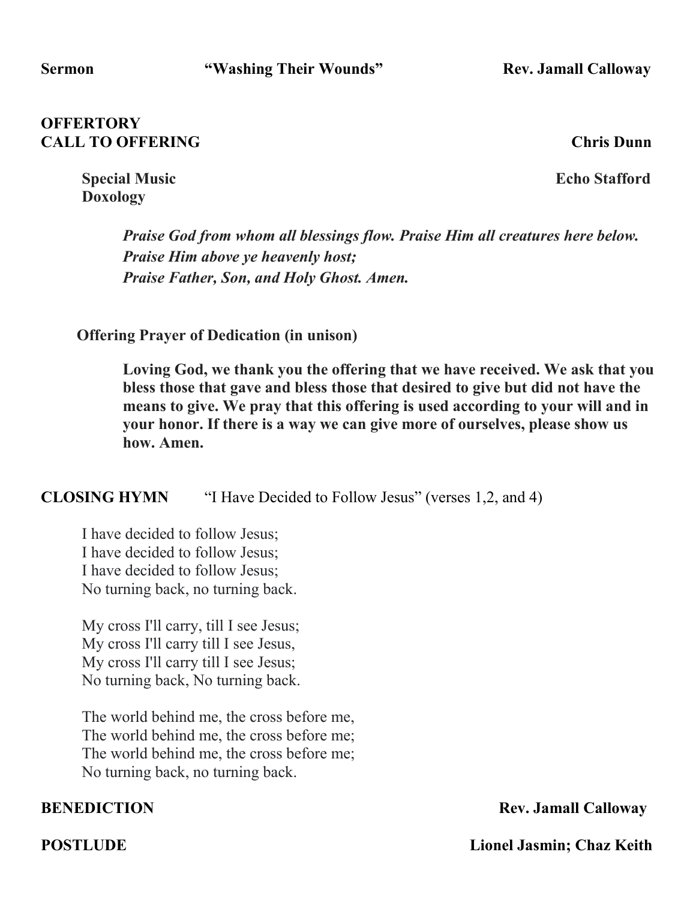**Sermon** **"Washing Their Wounds"** **Rev. Jamall Calloway**

**OFFERTORY**
**CALL TO OFFERING** **Chris Dunn**

**Special Music** **Echo Stafford**
**Doxology**

***Praise God from whom all blessings flow. Praise Him all creatures here below.***
***Praise Him above ye heavenly host;***
***Praise Father, Son, and Holy Ghost. Amen.***

**Offering Prayer of Dedication (in unison)**

**Loving God, we thank you the offering that we have received. We ask that you bless those that gave and bless those that desired to give but did not have the means to give. We pray that this offering is used according to your will and in your honor. If there is a way we can give more of ourselves, please show us how. Amen.**

**CLOSING HYMN** "I Have Decided to Follow Jesus" (verses 1,2, and 4)

I have decided to follow Jesus;
I have decided to follow Jesus;
I have decided to follow Jesus;
No turning back, no turning back.

My cross I'll carry, till I see Jesus;
My cross I'll carry till I see Jesus,
My cross I'll carry till I see Jesus;
No turning back, No turning back.

The world behind me, the cross before me,
The world behind me, the cross before me;
The world behind me, the cross before me;
No turning back, no turning back.

**BENEDICTION** **Rev. Jamall Calloway**

**POSTLUDE** **Lionel Jasmin; Chaz Keith**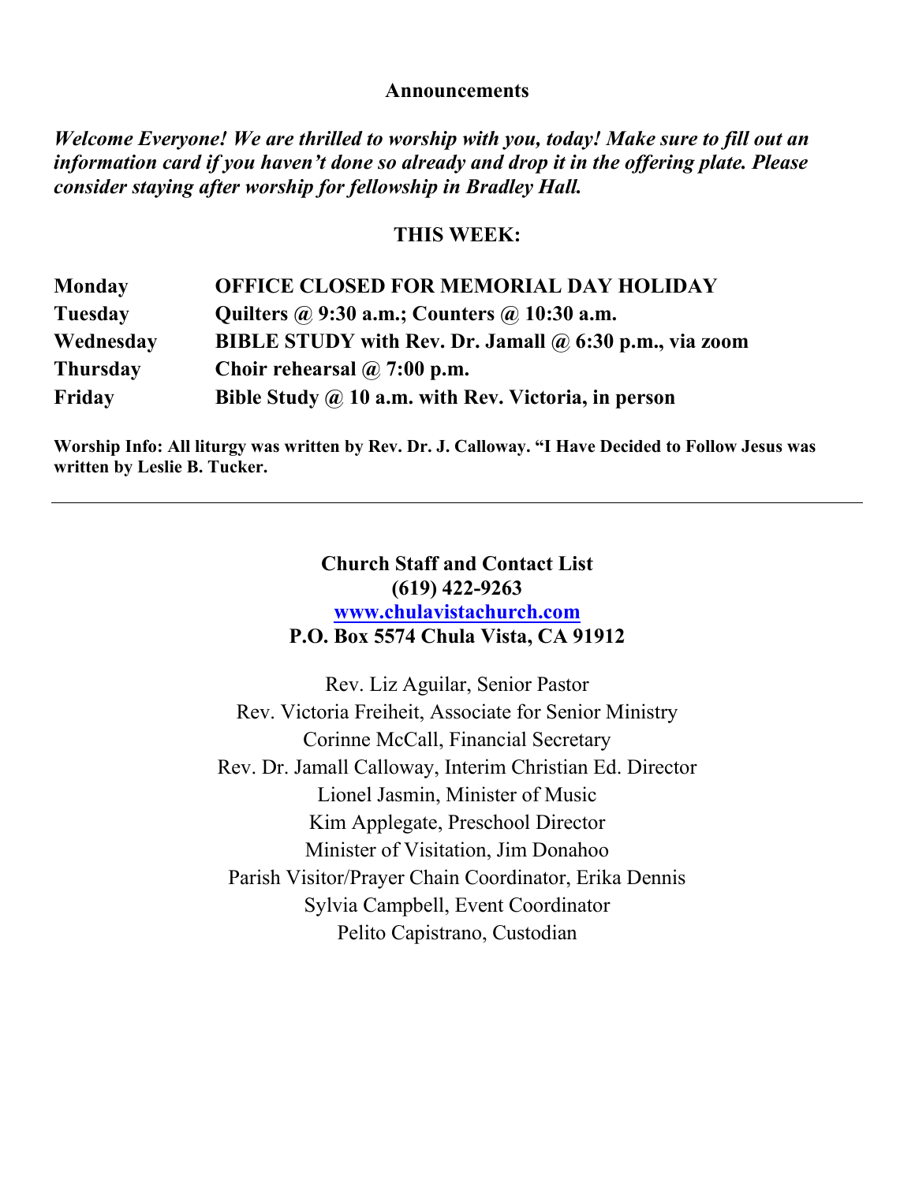## Announcements

***Welcome Everyone! We are thrilled to worship with you, today! Make sure to fill out an information card if you haven't done so already and drop it in the offering plate. Please consider staying after worship for fellowship in Bradley Hall.***

### THIS WEEK:

| | |
|---|---|
| **Monday** | **OFFICE CLOSED FOR MEMORIAL DAY HOLIDAY** |
| **Tuesday** | **Quilters @ 9:30 a.m.; Counters @ 10:30 a.m.** |
| **Wednesday** | **BIBLE STUDY with Rev. Dr. Jamall @ 6:30 p.m., via zoom** |
| **Thursday** | **Choir rehearsal @ 7:00 p.m.** |
| **Friday** | **Bible Study @ 10 a.m. with Rev. Victoria, in person** |

**Worship Info: All liturgy was written by Rev. Dr. J. Calloway. "I Have Decided to Follow Jesus was written by Leslie B. Tucker.**

---

**Church Staff and Contact List**
**(619) 422-9263**
**www.chulavistachurch.com**
**P.O. Box 5574 Chula Vista, CA 91912**

Rev. Liz Aguilar, Senior Pastor
Rev. Victoria Freiheit, Associate for Senior Ministry
Corinne McCall, Financial Secretary
Rev. Dr. Jamall Calloway, Interim Christian Ed. Director
Lionel Jasmin, Minister of Music
Kim Applegate, Preschool Director
Minister of Visitation, Jim Donahoo
Parish Visitor/Prayer Chain Coordinator, Erika Dennis
Sylvia Campbell, Event Coordinator
Pelito Capistrano, Custodian